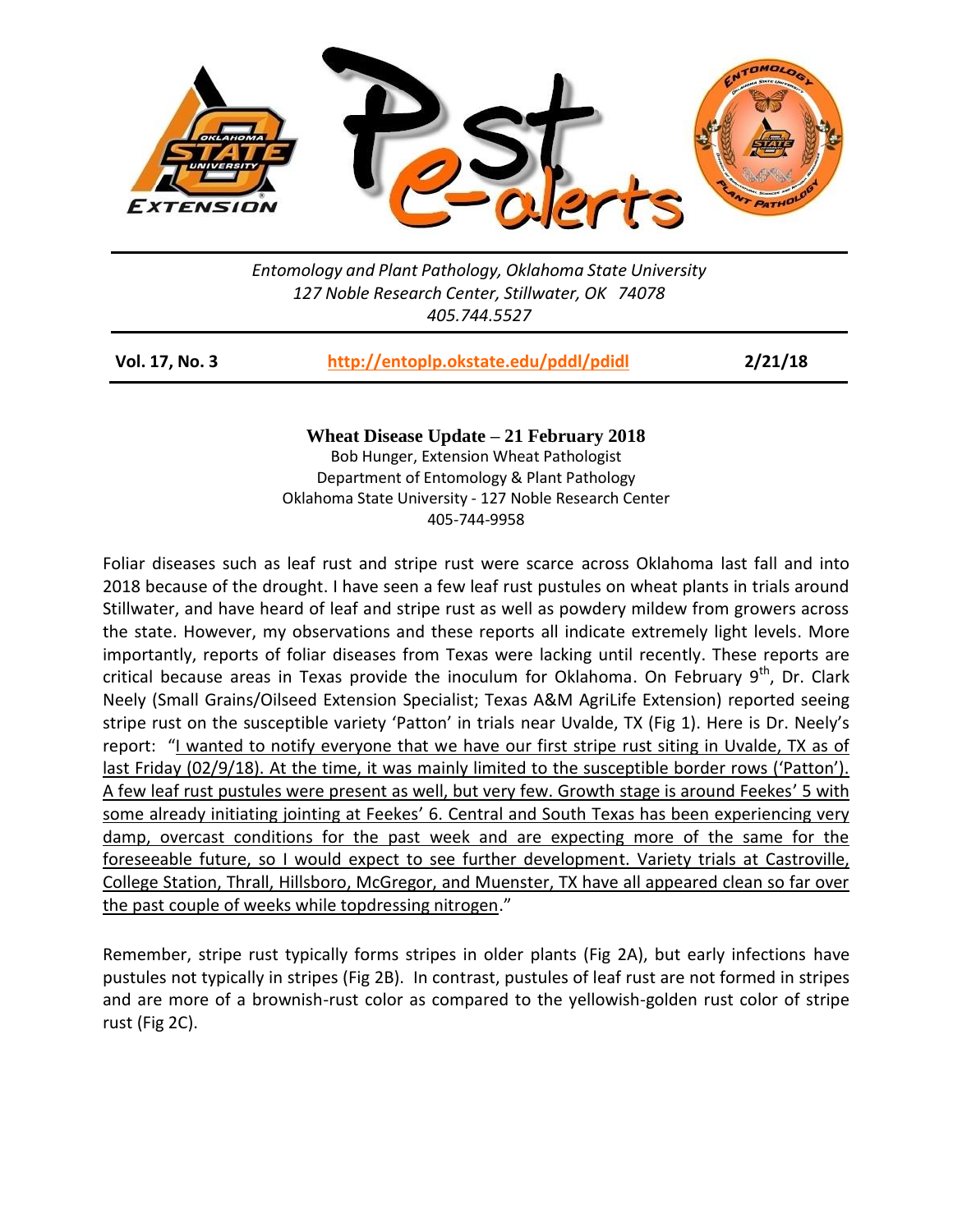*Entomology and Plant Pathology, Oklahoma State University*
*127 Noble Research Center, Stillwater, OK 74078*
*405.744.5527*

**Vol. 17, No. 3** http://entoplp.okstate.edu/pddl/pdidl **2/21/18**

## Wheat Disease Update – 21 February 2018

Bob Hunger, Extension Wheat Pathologist
Department of Entomology & Plant Pathology
Oklahoma State University - 127 Noble Research Center
405-744-9958

Foliar diseases such as leaf rust and stripe rust were scarce across Oklahoma last fall and into 2018 because of the drought. I have seen a few leaf rust pustules on wheat plants in trials around Stillwater, and have heard of leaf and stripe rust as well as powdery mildew from growers across the state. However, my observations and these reports all indicate extremely light levels. More importantly, reports of foliar diseases from Texas were lacking until recently. These reports are critical because areas in Texas provide the inoculum for Oklahoma. On February 9th, Dr. Clark Neely (Small Grains/Oilseed Extension Specialist; Texas A&M AgriLife Extension) reported seeing stripe rust on the susceptible variety 'Patton' in trials near Uvalde, TX (Fig 1). Here is Dr. Neely's report: "I wanted to notify everyone that we have our first stripe rust siting in Uvalde, TX as of last Friday (02/9/18). At the time, it was mainly limited to the susceptible border rows ('Patton'). A few leaf rust pustules were present as well, but very few. Growth stage is around Feekes' 5 with some already initiating jointing at Feekes' 6. Central and South Texas has been experiencing very damp, overcast conditions for the past week and are expecting more of the same for the foreseeable future, so I would expect to see further development. Variety trials at Castroville, College Station, Thrall, Hillsboro, McGregor, and Muenster, TX have all appeared clean so far over the past couple of weeks while topdressing nitrogen."

Remember, stripe rust typically forms stripes in older plants (Fig 2A), but early infections have pustules not typically in stripes (Fig 2B). In contrast, pustules of leaf rust are not formed in stripes and are more of a brownish-rust color as compared to the yellowish-golden rust color of stripe rust (Fig 2C).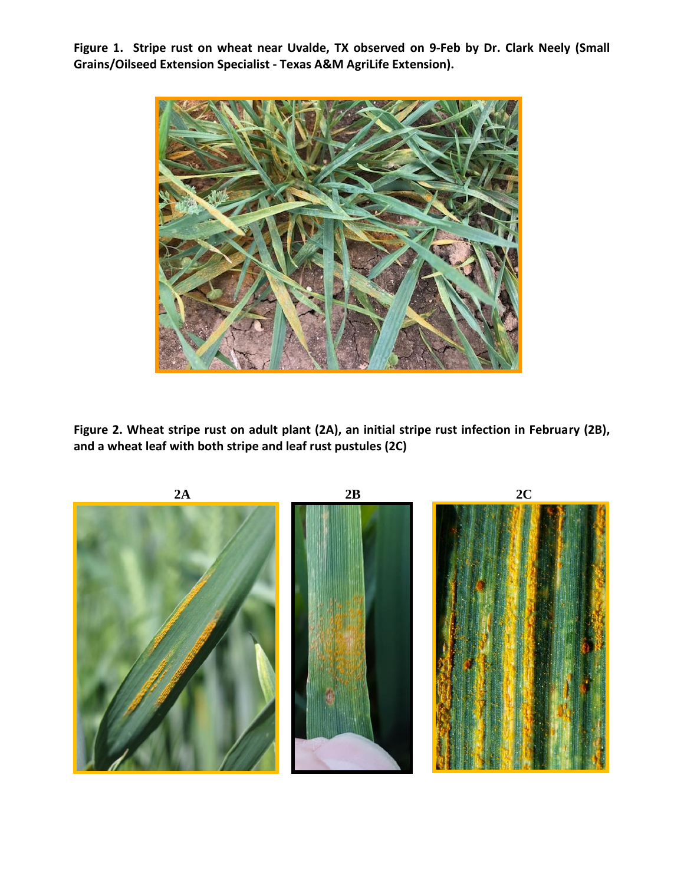**Figure 1. Stripe rust on wheat near Uvalde, TX observed on 9-Feb by Dr. Clark Neely (Small Grains/Oilseed Extension Specialist - Texas A&M AgriLife Extension).**

**Figure 2. Wheat stripe rust on adult plant (2A), an initial stripe rust infection in February (2B), and a wheat leaf with both stripe and leaf rust pustules (2C)**

**2A** **2B** **2C**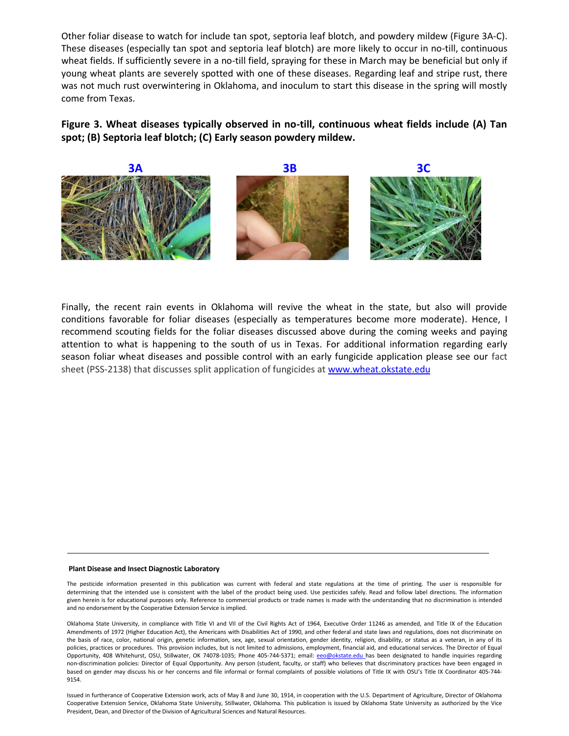Other foliar disease to watch for include tan spot, septoria leaf blotch, and powdery mildew (Figure 3A-C). These diseases (especially tan spot and septoria leaf blotch) are more likely to occur in no-till, continuous wheat fields. If sufficiently severe in a no-till field, spraying for these in March may be beneficial but only if young wheat plants are severely spotted with one of these diseases. Regarding leaf and stripe rust, there was not much rust overwintering in Oklahoma, and inoculum to start this disease in the spring will mostly come from Texas.

**Figure 3. Wheat diseases typically observed in no-till, continuous wheat fields include (A) Tan spot; (B) Septoria leaf blotch; (C) Early season powdery mildew.**

3A

3B

3C

Finally, the recent rain events in Oklahoma will revive the wheat in the state, but also will provide conditions favorable for foliar diseases (especially as temperatures become more moderate). Hence, I recommend scouting fields for the foliar diseases discussed above during the coming weeks and paying attention to what is happening to the south of us in Texas. For additional information regarding early season foliar wheat diseases and possible control with an early fungicide application please see our fact sheet (PSS-2138) that discusses split application of fungicides at www.wheat.okstate.edu

---

**Plant Disease and Insect Diagnostic Laboratory**

The pesticide information presented in this publication was current with federal and state regulations at the time of printing. The user is responsible for determining that the intended use is consistent with the label of the product being used. Use pesticides safely. Read and follow label directions. The information given herein is for educational purposes only. Reference to commercial products or trade names is made with the understanding that no discrimination is intended and no endorsement by the Cooperative Extension Service is implied.

Oklahoma State University, in compliance with Title VI and VII of the Civil Rights Act of 1964, Executive Order 11246 as amended, and Title IX of the Education Amendments of 1972 (Higher Education Act), the Americans with Disabilities Act of 1990, and other federal and state laws and regulations, does not discriminate on the basis of race, color, national origin, genetic information, sex, age, sexual orientation, gender identity, religion, disability, or status as a veteran, in any of its policies, practices or procedures. This provision includes, but is not limited to admissions, employment, financial aid, and educational services. The Director of Equal Opportunity, 408 Whitehurst, OSU, Stillwater, OK 74078-1035; Phone 405-744-5371; email: eeo@okstate.edu has been designated to handle inquiries regarding non-discrimination policies: Director of Equal Opportunity. Any person (student, faculty, or staff) who believes that discriminatory practices have been engaged in based on gender may discuss his or her concerns and file informal or formal complaints of possible violations of Title IX with OSU's Title IX Coordinator 405-744-9154.

Issued in furtherance of Cooperative Extension work, acts of May 8 and June 30, 1914, in cooperation with the U.S. Department of Agriculture, Director of Oklahoma Cooperative Extension Service, Oklahoma State University, Stillwater, Oklahoma. This publication is issued by Oklahoma State University as authorized by the Vice President, Dean, and Director of the Division of Agricultural Sciences and Natural Resources.